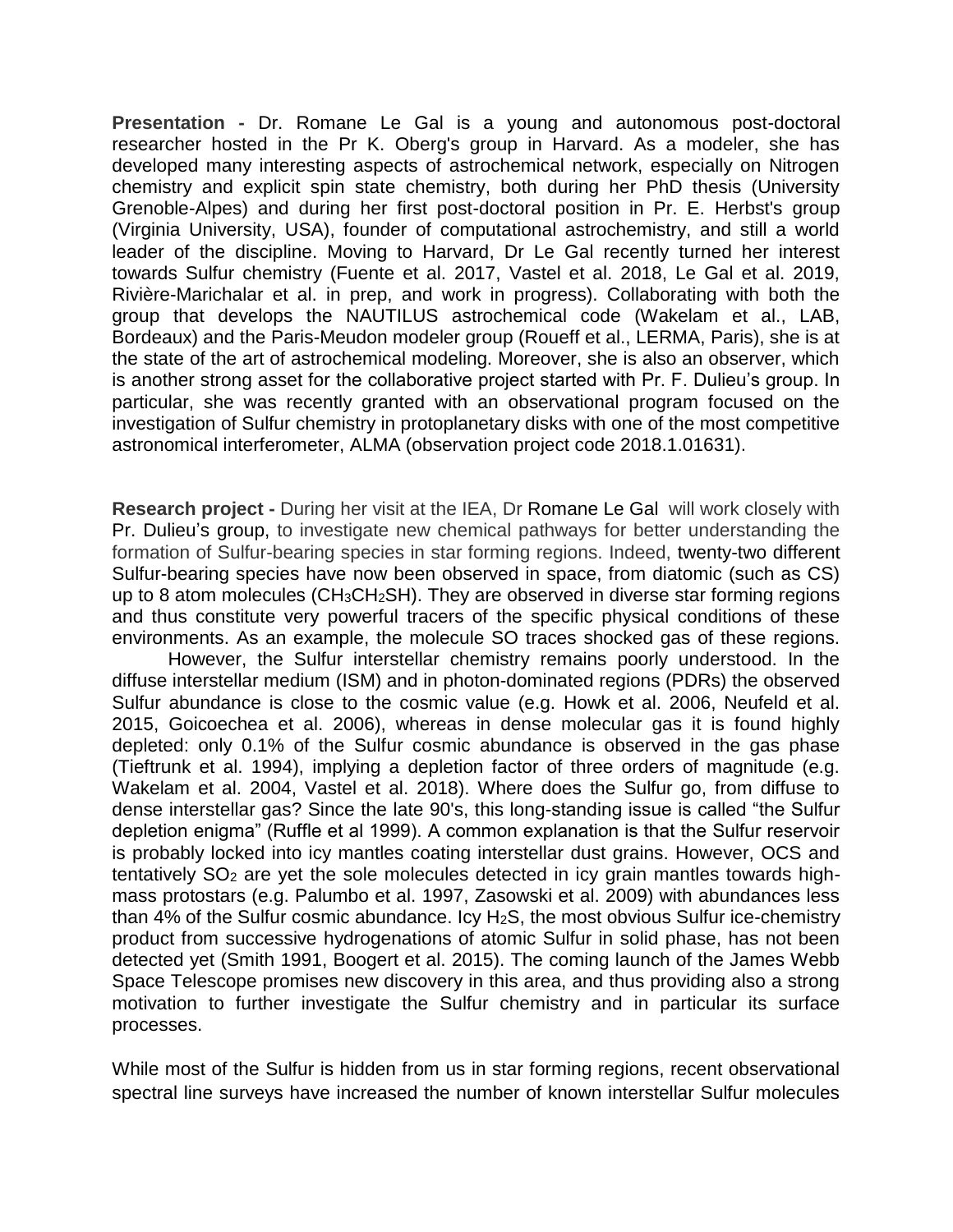**Presentation -** Dr. Romane Le Gal is a young and autonomous post-doctoral researcher hosted in the Pr K. Oberg's group in Harvard. As a modeler, she has developed many interesting aspects of astrochemical network, especially on Nitrogen chemistry and explicit spin state chemistry, both during her PhD thesis (University Grenoble-Alpes) and during her first post-doctoral position in Pr. E. Herbst's group (Virginia University, USA), founder of computational astrochemistry, and still a world leader of the discipline. Moving to Harvard, Dr Le Gal recently turned her interest towards Sulfur chemistry (Fuente et al. 2017, Vastel et al. 2018, Le Gal et al. 2019, Rivière-Marichalar et al. in prep, and work in progress). Collaborating with both the group that develops the NAUTILUS astrochemical code (Wakelam et al., LAB, Bordeaux) and the Paris-Meudon modeler group (Roueff et al., LERMA, Paris), she is at the state of the art of astrochemical modeling. Moreover, she is also an observer, which is another strong asset for the collaborative project started with Pr. F. Dulieu's group. In particular, she was recently granted with an observational program focused on the investigation of Sulfur chemistry in protoplanetary disks with one of the most competitive astronomical interferometer, ALMA (observation project code 2018.1.01631).

**Research project -** During her visit at the IEA, Dr Romane Le Gal will work closely with Pr. Dulieu's group, to investigate new chemical pathways for better understanding the formation of Sulfur-bearing species in star forming regions. Indeed, twenty-two different Sulfur-bearing species have now been observed in space, from diatomic (such as CS) up to 8 atom molecules ($CH_3CH_2SH$). They are observed in diverse star forming regions and thus constitute very powerful tracers of the specific physical conditions of these environments. As an example, the molecule SO traces shocked gas of these regions.

However, the Sulfur interstellar chemistry remains poorly understood. In the diffuse interstellar medium (ISM) and in photon-dominated regions (PDRs) the observed Sulfur abundance is close to the cosmic value (e.g. Howk et al. 2006, Neufeld et al. 2015, Goicoechea et al. 2006), whereas in dense molecular gas it is found highly depleted: only 0.1% of the Sulfur cosmic abundance is observed in the gas phase (Tieftrunk et al. 1994), implying a depletion factor of three orders of magnitude (e.g. Wakelam et al. 2004, Vastel et al. 2018). Where does the Sulfur go, from diffuse to dense interstellar gas? Since the late 90's, this long-standing issue is called "the Sulfur depletion enigma" (Ruffle et al 1999). A common explanation is that the Sulfur reservoir is probably locked into icy mantles coating interstellar dust grains. However, OCS and tentatively $SO_2$ are yet the sole molecules detected in icy grain mantles towards high-mass protostars (e.g. Palumbo et al. 1997, Zasowski et al. 2009) with abundances less than 4% of the Sulfur cosmic abundance. Icy $H_2S$, the most obvious Sulfur ice-chemistry product from successive hydrogenations of atomic Sulfur in solid phase, has not been detected yet (Smith 1991, Boogert et al. 2015). The coming launch of the James Webb Space Telescope promises new discovery in this area, and thus providing also a strong motivation to further investigate the Sulfur chemistry and in particular its surface processes.

While most of the Sulfur is hidden from us in star forming regions, recent observational spectral line surveys have increased the number of known interstellar Sulfur molecules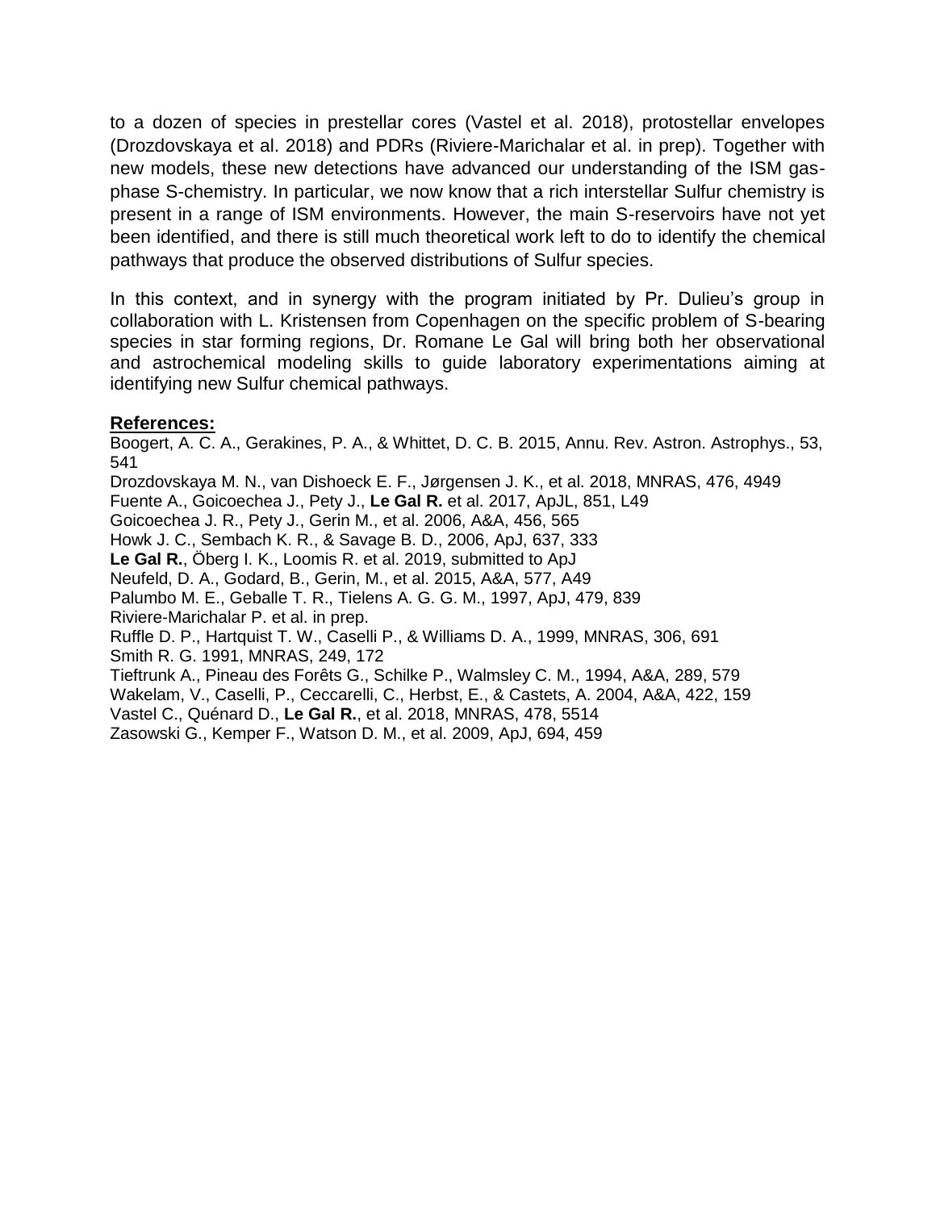to a dozen of species in prestellar cores (Vastel et al. 2018), protostellar envelopes (Drozdovskaya et al. 2018) and PDRs (Riviere-Marichalar et al. in prep). Together with new models, these new detections have advanced our understanding of the ISM gas-phase S-chemistry. In particular, we now know that a rich interstellar Sulfur chemistry is present in a range of ISM environments. However, the main S-reservoirs have not yet been identified, and there is still much theoretical work left to do to identify the chemical pathways that produce the observed distributions of Sulfur species.

In this context, and in synergy with the program initiated by Pr. Dulieu's group in collaboration with L. Kristensen from Copenhagen on the specific problem of S-bearing species in star forming regions, Dr. Romane Le Gal will bring both her observational and astrochemical modeling skills to guide laboratory experimentations aiming at identifying new Sulfur chemical pathways.

**References:**

Boogert, A. C. A., Gerakines, P. A., & Whittet, D. C. B. 2015, Annu. Rev. Astron. Astrophys., 53, 541
Drozdovskaya M. N., van Dishoeck E. F., Jørgensen J. K., et al. 2018, MNRAS, 476, 4949
Fuente A., Goicoechea J., Pety J., **Le Gal R.** et al. 2017, ApJL, 851, L49
Goicoechea J. R., Pety J., Gerin M., et al. 2006, A&A, 456, 565
Howk J. C., Sembach K. R., & Savage B. D., 2006, ApJ, 637, 333
**Le Gal R.**, Öberg I. K., Loomis R. et al. 2019, submitted to ApJ
Neufeld, D. A., Godard, B., Gerin, M., et al. 2015, A&A, 577, A49
Palumbo M. E., Geballe T. R., Tielens A. G. G. M., 1997, ApJ, 479, 839
Riviere-Marichalar P. et al. in prep.
Ruffle D. P., Hartquist T. W., Caselli P., & Williams D. A., 1999, MNRAS, 306, 691
Smith R. G. 1991, MNRAS, 249, 172
Tieftrunk A., Pineau des Forêts G., Schilke P., Walmsley C. M., 1994, A&A, 289, 579
Wakelam, V., Caselli, P., Ceccarelli, C., Herbst, E., & Castets, A. 2004, A&A, 422, 159
Vastel C., Quénard D., **Le Gal R.**, et al. 2018, MNRAS, 478, 5514
Zasowski G., Kemper F., Watson D. M., et al. 2009, ApJ, 694, 459